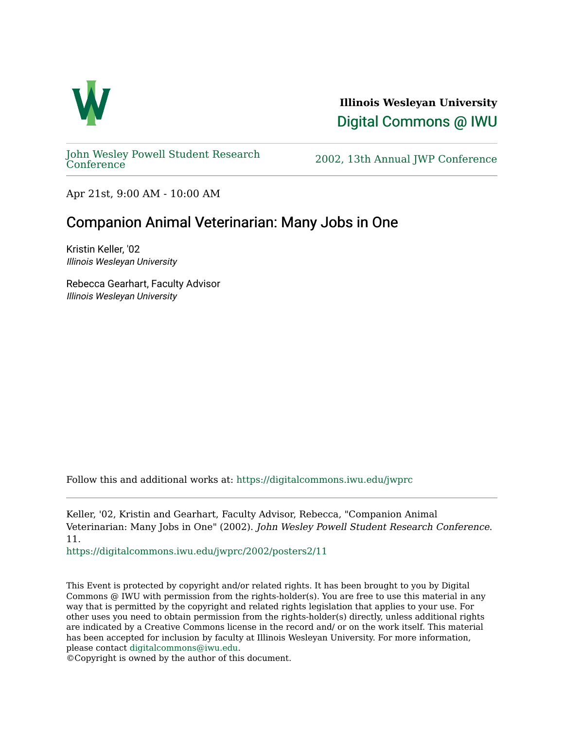**Illinois Wesleyan University**

Digital Commons @ IWU

John Wesley Powell Student Research Conference

2002, 13th Annual JWP Conference

Apr 21st, 9:00 AM - 10:00 AM

# Companion Animal Veterinarian: Many Jobs in One

Kristin Keller, '02
*Illinois Wesleyan University*

Rebecca Gearhart, Faculty Advisor
*Illinois Wesleyan University*

Follow this and additional works at: https://digitalcommons.iwu.edu/jwprc

Keller, '02, Kristin and Gearhart, Faculty Advisor, Rebecca, "Companion Animal Veterinarian: Many Jobs in One" (2002). *John Wesley Powell Student Research Conference*. 11.
https://digitalcommons.iwu.edu/jwprc/2002/posters2/11

This Event is protected by copyright and/or related rights. It has been brought to you by Digital Commons @ IWU with permission from the rights-holder(s). You are free to use this material in any way that is permitted by the copyright and related rights legislation that applies to your use. For other uses you need to obtain permission from the rights-holder(s) directly, unless additional rights are indicated by a Creative Commons license in the record and/ or on the work itself. This material has been accepted for inclusion by faculty at Illinois Wesleyan University. For more information, please contact digitalcommons@iwu.edu.
©Copyright is owned by the author of this document.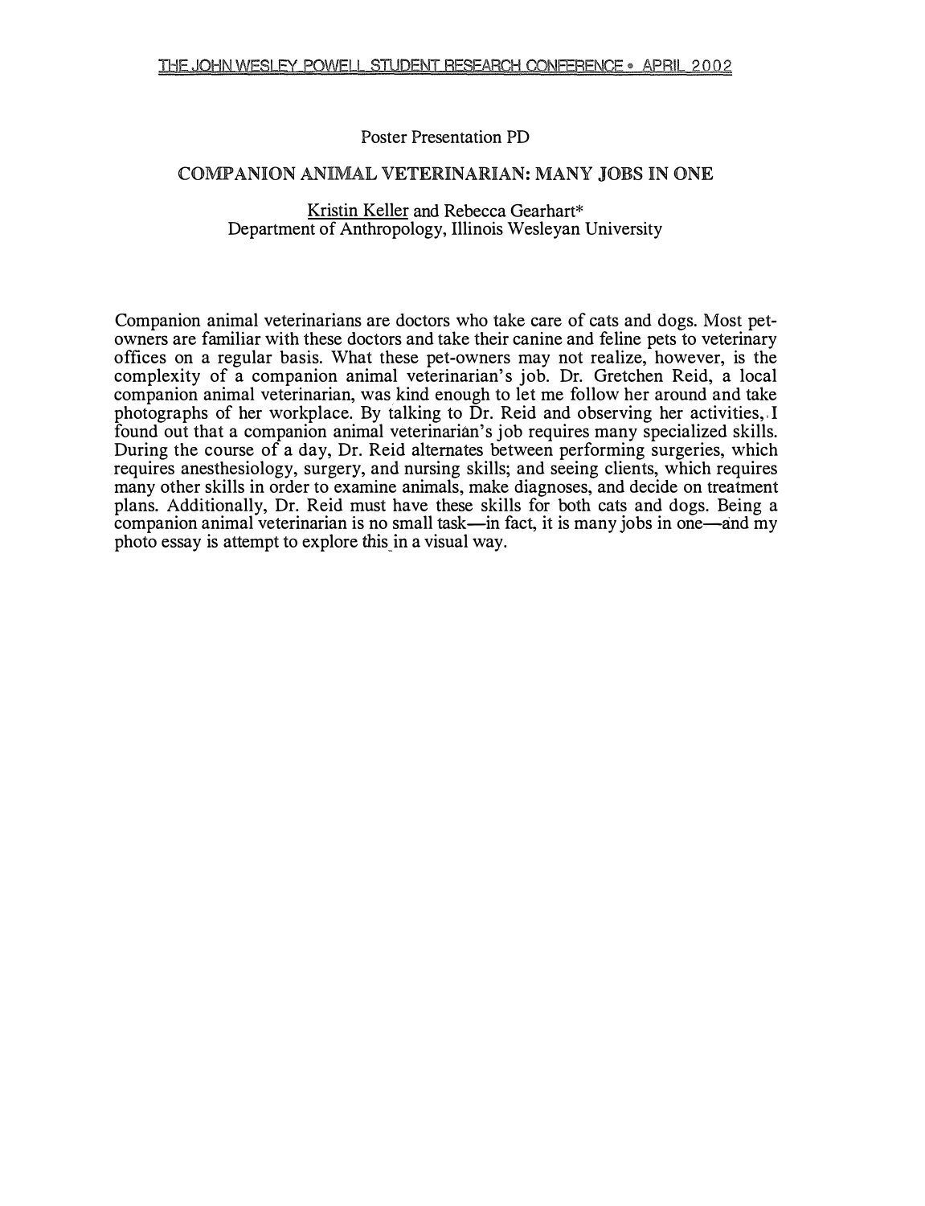Poster Presentation PD

## COMPANION ANIMAL VETERINARIAN: MANY JOBS IN ONE

Kristin Keller and Rebecca Gearhart*
Department of Anthropology, Illinois Wesleyan University

Companion animal veterinarians are doctors who take care of cats and dogs. Most pet-owners are familiar with these doctors and take their canine and feline pets to veterinary offices on a regular basis. What these pet-owners may not realize, however, is the complexity of a companion animal veterinarian's job. Dr. Gretchen Reid, a local companion animal veterinarian, was kind enough to let me follow her around and take photographs of her workplace. By talking to Dr. Reid and observing her activities, I found out that a companion animal veterinarian's job requires many specialized skills. During the course of a day, Dr. Reid alternates between performing surgeries, which requires anesthesiology, surgery, and nursing skills; and seeing clients, which requires many other skills in order to examine animals, make diagnoses, and decide on treatment plans. Additionally, Dr. Reid must have these skills for both cats and dogs. Being a companion animal veterinarian is no small task—in fact, it is many jobs in one—and my photo essay is attempt to explore this in a visual way.